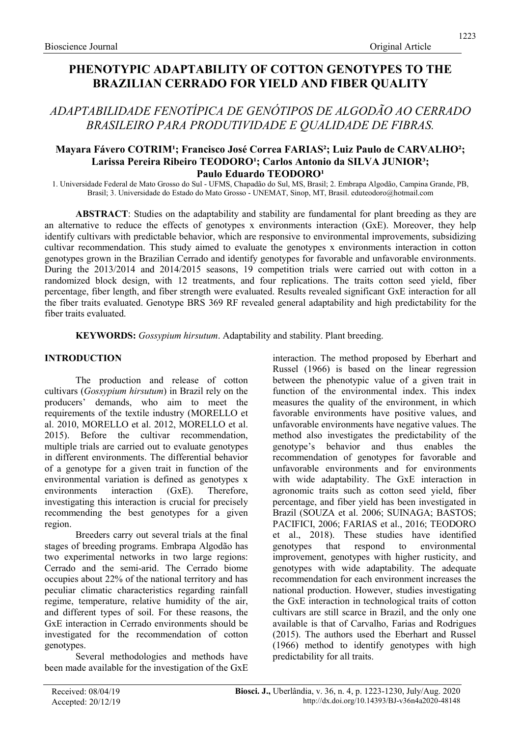Bioscience Journal Original Article

# PHENOTYPIC ADAPTABILITY OF COTTON GENOTYPES TO THE BRAZILIAN CERRADO FOR YIELD AND FIBER QUALITY

## *ADAPTABILIDADE FENOTÍPICA DE GENÓTIPOS DE ALGODÃO AO CERRADO BRASILEIRO PARA PRODUTIVIDADE E QUALIDADE DE FIBRAS.*

**Mayara Fávero COTRIM[1]; Francisco José Correa FARIAS[2]; Luiz Paulo de CARVALHO[2]; Larissa Pereira Ribeiro TEODORO[1]; Carlos Antonio da SILVA JUNIOR[3]; Paulo Eduardo TEODORO[1]**

1. Universidade Federal de Mato Grosso do Sul - UFMS, Chapadão do Sul, MS, Brasil; 2. Embrapa Algodão, Campina Grande, PB, Brasil; 3. Universidade do Estado do Mato Grosso - UNEMAT, Sinop, MT, Brasil. eduteodoro@hotmail.com

**ABSTRACT**: Studies on the adaptability and stability are fundamental for plant breeding as they are an alternative to reduce the effects of genotypes x environments interaction (GxE). Moreover, they help identify cultivars with predictable behavior, which are responsive to environmental improvements, subsidizing cultivar recommendation. This study aimed to evaluate the genotypes x environments interaction in cotton genotypes grown in the Brazilian Cerrado and identify genotypes for favorable and unfavorable environments. During the 2013/2014 and 2014/2015 seasons, 19 competition trials were carried out with cotton in a randomized block design, with 12 treatments, and four replications. The traits cotton seed yield, fiber percentage, fiber length, and fiber strength were evaluated. Results revealed significant GxE interaction for all the fiber traits evaluated. Genotype BRS 369 RF revealed general adaptability and high predictability for the fiber traits evaluated.

**KEYWORDS:** *Gossypium hirsutum*. Adaptability and stability. Plant breeding.

## INTRODUCTION

The production and release of cotton cultivars (*Gossypium hirsutum*) in Brazil rely on the producers' demands, who aim to meet the requirements of the textile industry (MORELLO et al. 2010, MORELLO et al. 2012, MORELLO et al. 2015). Before the cultivar recommendation, multiple trials are carried out to evaluate genotypes in different environments. The differential behavior of a genotype for a given trait in function of the environmental variation is defined as genotypes x environments interaction (GxE). Therefore, investigating this interaction is crucial for precisely recommending the best genotypes for a given region.

Breeders carry out several trials at the final stages of breeding programs. Embrapa Algodão has two experimental networks in two large regions: Cerrado and the semi-arid. The Cerrado biome occupies about 22% of the national territory and has peculiar climatic characteristics regarding rainfall regime, temperature, relative humidity of the air, and different types of soil. For these reasons, the GxE interaction in Cerrado environments should be investigated for the recommendation of cotton genotypes.

Several methodologies and methods have been made available for the investigation of the GxE interaction. The method proposed by Eberhart and Russel (1966) is based on the linear regression between the phenotypic value of a given trait in function of the environmental index. This index measures the quality of the environment, in which favorable environments have positive values, and unfavorable environments have negative values. The method also investigates the predictability of the genotype's behavior and thus enables the recommendation of genotypes for favorable and unfavorable environments and for environments with wide adaptability. The GxE interaction in agronomic traits such as cotton seed yield, fiber percentage, and fiber yield has been investigated in Brazil (SOUZA et al. 2006; SUINAGA; BASTOS; PACIFICI, 2006; FARIAS et al., 2016; TEODORO et al., 2018). These studies have identified genotypes that respond to environmental improvement, genotypes with higher rusticity, and genotypes with wide adaptability. The adequate recommendation for each environment increases the national production. However, studies investigating the GxE interaction in technological traits of cotton cultivars are still scarce in Brazil, and the only one available is that of Carvalho, Farias and Rodrigues (2015). The authors used the Eberhart and Russel (1966) method to identify genotypes with high predictability for all traits.

Received: 08/04/19
Accepted: 20/12/19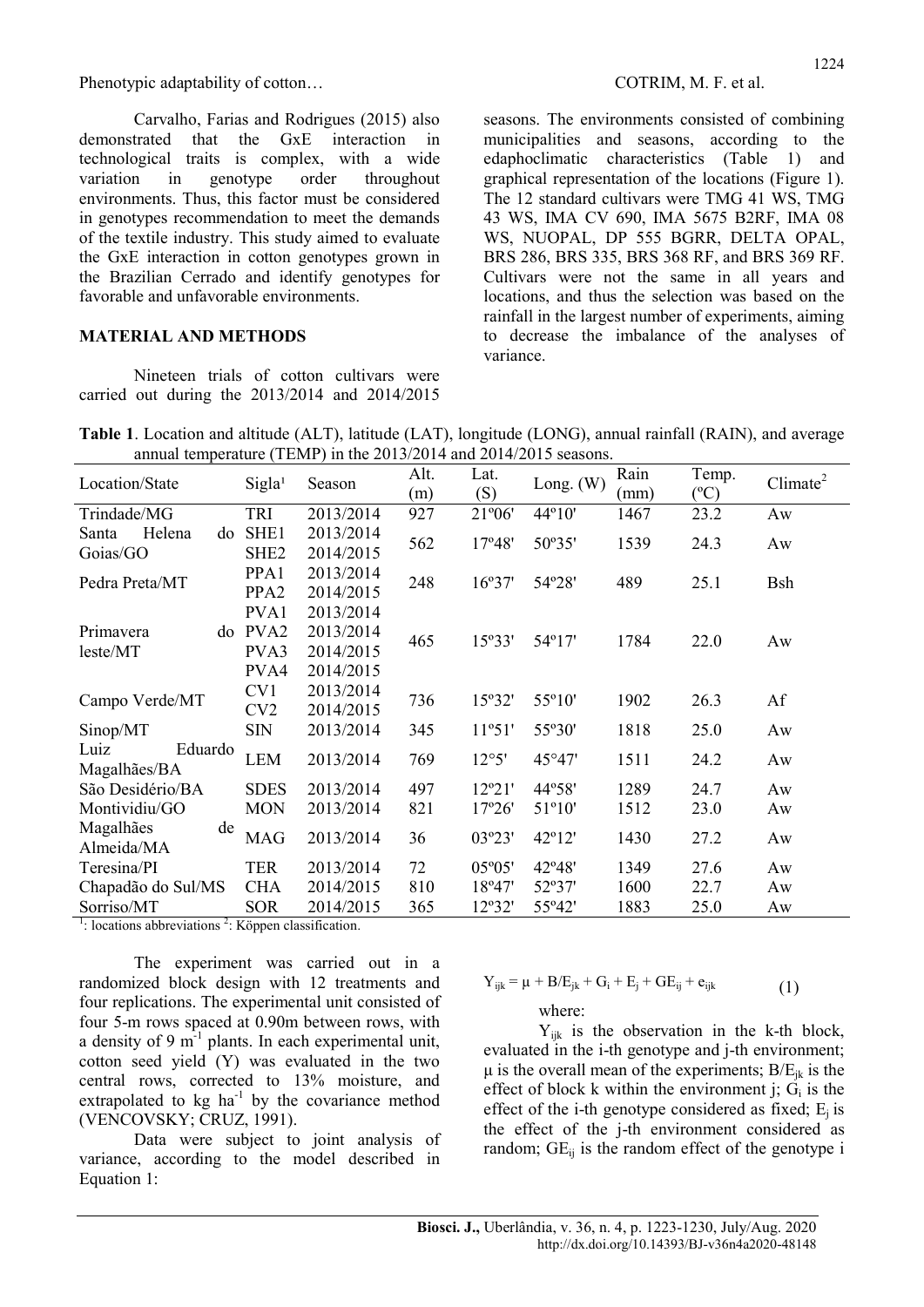Carvalho, Farias and Rodrigues (2015) also demonstrated that the GxE interaction in technological traits is complex, with a wide variation in genotype order throughout environments. Thus, this factor must be considered in genotypes recommendation to meet the demands of the textile industry. This study aimed to evaluate the GxE interaction in cotton genotypes grown in the Brazilian Cerrado and identify genotypes for favorable and unfavorable environments.

## MATERIAL AND METHODS

Nineteen trials of cotton cultivars were carried out during the 2013/2014 and 2014/2015 seasons. The environments consisted of combining municipalities and seasons, according to the edaphoclimatic characteristics (Table 1) and graphical representation of the locations (Figure 1). The 12 standard cultivars were TMG 41 WS, TMG 43 WS, IMA CV 690, IMA 5675 B2RF, IMA 08 WS, NUOPAL, DP 555 BGRR, DELTA OPAL, BRS 286, BRS 335, BRS 368 RF, and BRS 369 RF. Cultivars were not the same in all years and locations, and thus the selection was based on the rainfall in the largest number of experiments, aiming to decrease the imbalance of the analyses of variance.

**Table 1**. Location and altitude (ALT), latitude (LAT), longitude (LONG), annual rainfall (RAIN), and average annual temperature (TEMP) in the 2013/2014 and 2014/2015 seasons.

| Location/State | Sigla[1] | Season | Alt. (m) | Lat. (S) | Long. (W) | Rain (mm) | Temp. (ºC) | Climate[2] |
|---|---|---|---|---|---|---|---|---|
| Trindade/MG | TRI | 2013/2014 | 927 | 21º06' | 44º10' | 1467 | 23.2 | Aw |
| Santa Helena do Goias/GO | SHE1 | 2013/2014 | 562 | 17º48' | 50º35' | 1539 | 24.3 | Aw |
| | SHE2 | 2014/2015 | | | | | | |
| Pedra Preta/MT | PPA1 | 2013/2014 | 248 | 16º37' | 54º28' | 489 | 25.1 | Bsh |
| | PPA2 | 2014/2015 | | | | | | |
| Primavera do leste/MT | PVA1 | 2013/2014 | 465 | 15º33' | 54º17' | 1784 | 22.0 | Aw |
| | PVA2 | 2013/2014 | | | | | | |
| | PVA3 | 2014/2015 | | | | | | |
| | PVA4 | 2014/2015 | | | | | | |
| Campo Verde/MT | CV1 | 2013/2014 | 736 | 15º32' | 55º10' | 1902 | 26.3 | Af |
| | CV2 | 2014/2015 | | | | | | |
| Sinop/MT | SIN | 2013/2014 | 345 | 11º51' | 55º30' | 1818 | 25.0 | Aw |
| Luiz Eduardo Magalhães/BA | LEM | 2013/2014 | 769 | 12°5' | 45°47' | 1511 | 24.2 | Aw |
| São Desidério/BA | SDES | 2013/2014 | 497 | 12º21' | 44º58' | 1289 | 24.7 | Aw |
| Montividiu/GO | MON | 2013/2014 | 821 | 17º26' | 51º10' | 1512 | 23.0 | Aw |
| Magalhães de Almeida/MA | MAG | 2013/2014 | 36 | 03º23' | 42º12' | 1430 | 27.2 | Aw |
| Teresina/PI | TER | 2013/2014 | 72 | 05º05' | 42º48' | 1349 | 27.6 | Aw |
| Chapadão do Sul/MS | CHA | 2014/2015 | 810 | 18º47' | 52º37' | 1600 | 22.7 | Aw |
| Sorriso/MT | SOR | 2014/2015 | 365 | 12º32' | 55º42' | 1883 | 25.0 | Aw |

[1]: locations abbreviations [2]: Köppen classification.

The experiment was carried out in a randomized block design with 12 treatments and four replications. The experimental unit consisted of four 5-m rows spaced at 0.90m between rows, with a density of 9 $m^{-1}$ plants. In each experimental unit, cotton seed yield (Y) was evaluated in the two central rows, corrected to 13% moisture, and extrapolated to kg $ha^{-1}$ by the covariance method (VENCOVSKY; CRUZ, 1991).

Data were subject to joint analysis of variance, according to the model described in Equation 1:

$$Y_{ijk} = \mu + B/E_{jk} + G_i + E_j + GE_{ij} + e_{ijk} \quad (1)$$

where:

$Y_{ijk}$ is the observation in the k-th block, evaluated in the i-th genotype and j-th environment; $\mu$ is the overall mean of the experiments; $B/E_{jk}$ is the effect of block k within the environment j; $G_i$ is the effect of the i-th genotype considered as fixed; $E_j$ is the effect of the j-th environment considered as random; $GE_{ij}$ is the random effect of the genotype i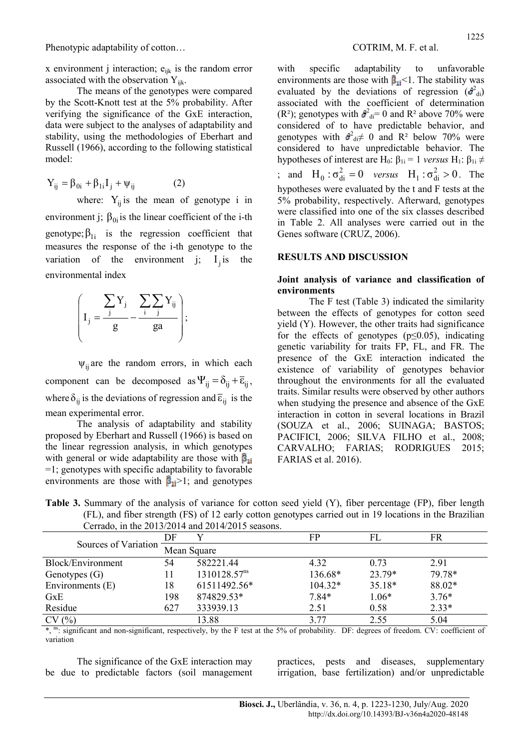x environment j interaction; $e_{ijk}$ is the random error associated with the observation $Y_{ijk}$.

The means of the genotypes were compared by the Scott-Knott test at the 5% probability. After verifying the significance of the GxE interaction, data were subject to the analyses of adaptability and stability, using the methodologies of Eberhart and Russell (1966), according to the following statistical model:

$$Y_{ij} = \beta_{0i} + \beta_{1i} I_j + \psi_{ij} \qquad (2)$$

where: $Y_{ij}$ is the mean of genotype i in environment j; $\beta_{0i}$ is the linear coefficient of the i-th genotype; $\beta_{1i}$ is the regression coefficient that measures the response of the i-th genotype to the variation of the environment j; $I_j$ is the environmental index

$$\left( I_j = \frac{\sum_j Y_j}{g} - \frac{\sum_i \sum_j Y_{ij}}{ga} \right);$$

$\psi_{ij}$ are the random errors, in which each component can be decomposed as $\Psi_{ij} = \delta_{ij} + \bar{\varepsilon}_{ij}$, where $\delta_{ij}$ is the deviations of regression and $\bar{\varepsilon}_{ij}$ is the mean experimental error.

The analysis of adaptability and stability proposed by Eberhart and Russell (1966) is based on the linear regression analysis, in which genotypes with general or wide adaptability are those with $\hat{\beta}_{1i}$ =1; genotypes with specific adaptability to favorable environments are those with $\hat{\beta}_{1i}$>1; and genotypes with specific adaptability to unfavorable environments are those with $\hat{\beta}_{1i}$<1. The stability was evaluated by the deviations of regression ($\hat{\sigma}^2_{di}$) associated with the coefficient of determination ($R^2$); genotypes with $\hat{\sigma}^2_{di}$= 0 and $R^2$ above 70% were considered of to have predictable behavior, and genotypes with $\hat{\sigma}^2_{di} \neq$ 0 and $R^2$ below 70% were considered to have unpredictable behavior. The hypotheses of interest are $H_0$: $\beta_{1i} = 1$ *versus* $H_1$: $\beta_{1i} \neq$ ; and $H_0 : \sigma^2_{di} = 0$ *versus* $H_1 : \sigma^2_{di} > 0$. The hypotheses were evaluated by the t and F tests at the 5% probability, respectively. Afterward, genotypes were classified into one of the six classes described in Table 2. All analyses were carried out in the Genes software (CRUZ, 2006).

## RESULTS AND DISCUSSION

### Joint analysis of variance and classification of environments

The F test (Table 3) indicated the similarity between the effects of genotypes for cotton seed yield (Y). However, the other traits had significance for the effects of genotypes ($p \leq 0.05$), indicating genetic variability for traits FP, FL, and FR. The presence of the GxE interaction indicated the existence of variability of genotypes behavior throughout the environments for all the evaluated traits. Similar results were observed by other authors when studying the presence and absence of the GxE interaction in cotton in several locations in Brazil (SOUZA et al., 2006; SUINAGA; BASTOS; PACIFICI, 2006; SILVA FILHO et al., 2008; CARVALHO; FARIAS; RODRIGUES 2015; FARIAS et al. 2016).

**Table 3.** Summary of the analysis of variance for cotton seed yield (Y), fiber percentage (FP), fiber length (FL), and fiber strength (FS) of 12 early cotton genotypes carried out in 19 locations in the Brazilian Cerrado, in the 2013/2014 and 2014/2015 seasons.

| Sources of Variation | DF | Y | FP | FL | FR |
|---|---|---|---|---|---|
| | Mean Square | | | | |
| Block/Environment | 54 | 582221.44 | 4.32 | 0.73 | 2.91 |
| Genotypes (G) | 11 | 1310128.57$^{ns}$ | 136.68* | 23.79* | 79.78* |
| Environments (E) | 18 | 61511492.56* | 104.32* | 35.18* | 88.02* |
| GxE | 198 | 874829.53* | 7.84* | 1.06* | 3.76* |
| Residue | 627 | 333939.13 | 2.51 | 0.58 | 2.33* |
| CV (%) | | 13.88 | 3.77 | 2.55 | 5.04 |

*, $^{ns}$: significant and non-significant, respectively, by the F test at the 5% of probability. DF: degrees of freedom. CV: coefficient of variation

The significance of the GxE interaction may be due to predictable factors (soil management practices, pests and diseases, supplementary irrigation, base fertilization) and/or unpredictable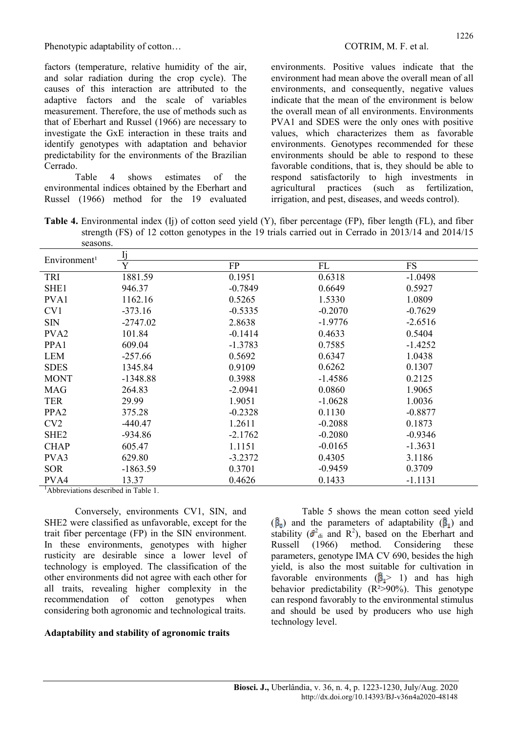factors (temperature, relative humidity of the air, and solar radiation during the crop cycle). The causes of this interaction are attributed to the adaptive factors and the scale of variables measurement. Therefore, the use of methods such as that of Eberhart and Russel (1966) are necessary to investigate the GxE interaction in these traits and identify genotypes with adaptation and behavior predictability for the environments of the Brazilian Cerrado.

Table 4 shows estimates of the environmental indices obtained by the Eberhart and Russel (1966) method for the 19 evaluated environments. Positive values indicate that the environment had mean above the overall mean of all environments, and consequently, negative values indicate that the mean of the environment is below the overall mean of all environments. Environments PVA1 and SDES were the only ones with positive values, which characterizes them as favorable environments. Genotypes recommended for these environments should be able to respond to these favorable conditions, that is, they should be able to respond satisfactorily to high investments in agricultural practices (such as fertilization, irrigation, and pest, diseases, and weeds control).

**Table 4.** Environmental index (Ij) of cotton seed yield (Y), fiber percentage (FP), fiber length (FL), and fiber strength (FS) of 12 cotton genotypes in the 19 trials carried out in Cerrado in 2013/14 and 2014/15 seasons.

| Environment[1] | Ij | | | |
|---|---|---|---|---|
| | Y | FP | FL | FS |
| TRI | 1881.59 | 0.1951 | 0.6318 | -1.0498 |
| SHE1 | 946.37 | -0.7849 | 0.6649 | 0.5927 |
| PVA1 | 1162.16 | 0.5265 | 1.5330 | 1.0809 |
| CV1 | -373.16 | -0.5335 | -0.2070 | -0.7629 |
| SIN | -2747.02 | 2.8638 | -1.9776 | -2.6516 |
| PVA2 | 101.84 | -0.1414 | 0.4633 | 0.5404 |
| PPA1 | 609.04 | -1.3783 | 0.7585 | -1.4252 |
| LEM | -257.66 | 0.5692 | 0.6347 | 1.0438 |
| SDES | 1345.84 | 0.9109 | 0.6262 | 0.1307 |
| MONT | -1348.88 | 0.3988 | -1.4586 | 0.2125 |
| MAG | 264.83 | -2.0941 | 0.0860 | 1.9065 |
| TER | 29.99 | 1.9051 | -1.0628 | 1.0036 |
| PPA2 | 375.28 | -0.2328 | 0.1130 | -0.8877 |
| CV2 | -440.47 | 1.2611 | -0.2088 | 0.1873 |
| SHE2 | -934.86 | -2.1762 | -0.2080 | -0.9346 |
| CHAP | 605.47 | 1.1151 | -0.0165 | -1.3631 |
| PVA3 | 629.80 | -3.2372 | 0.4305 | 3.1186 |
| SOR | -1863.59 | 0.3701 | -0.9459 | 0.3709 |
| PVA4 | 13.37 | 0.4626 | 0.1433 | -1.1131 |

[1]Abbreviations described in Table 1.

Conversely, environments CV1, SIN, and SHE2 were classified as unfavorable, except for the trait fiber percentage (FP) in the SIN environment. In these environments, genotypes with higher rusticity are desirable since a lower level of technology is employed. The classification of the other environments did not agree with each other for all traits, revealing higher complexity in the recommendation of cotton genotypes when considering both agronomic and technological traits.

## Adaptability and stability of agronomic traits

Table 5 shows the mean cotton seed yield ($\hat{\beta}_0$) and the parameters of adaptability ($\hat{\beta}_1$) and stability ($\hat{\sigma}^2_{di}$ and $R^2$), based on the Eberhart and Russell (1966) method. Considering these parameters, genotype IMA CV 690, besides the high yield, is also the most suitable for cultivation in favorable environments ($\hat{\beta}_1 > 1$) and has high behavior predictability ($R^2 > 90\%$). This genotype can respond favorably to the environmental stimulus and should be used by producers who use high technology level.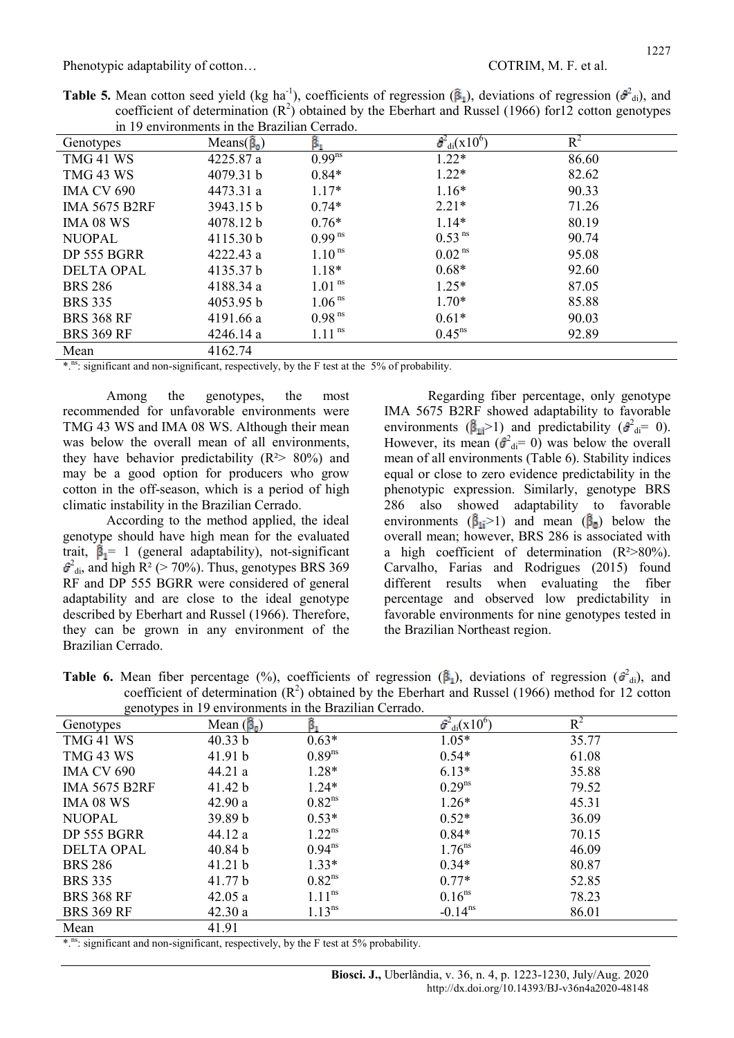**Table 5.** Mean cotton seed yield (kg ha$^{-1}$), coefficients of regression ($\hat{\beta}_1$), deviations of regression ($\hat{\sigma}^2_{di}$), and coefficient of determination ($R^2$) obtained by the Eberhart and Russel (1966) for12 cotton genotypes in 19 environments in the Brazilian Cerrado.

| Genotypes | Means($\hat{\beta}_0$) | $\hat{\beta}_1$ | $\hat{\sigma}^2_{di}(x10^6)$ | $R^2$ |
|---|---|---|---|---|
| TMG 41 WS | 4225.87 a | $0.99^{ns}$ | 1.22* | 86.60 |
| TMG 43 WS | 4079.31 b | 0.84* | 1.22* | 82.62 |
| IMA CV 690 | 4473.31 a | 1.17* | 1.16* | 90.33 |
| IMA 5675 B2RF | 3943.15 b | 0.74* | 2.21* | 71.26 |
| IMA 08 WS | 4078.12 b | 0.76* | 1.14* | 80.19 |
| NUOPAL | 4115.30 b | $0.99^{ns}$ | $0.53^{ns}$ | 90.74 |
| DP 555 BGRR | 4222.43 a | $1.10^{ns}$ | $0.02^{ns}$ | 95.08 |
| DELTA OPAL | 4135.37 b | 1.18* | 0.68* | 92.60 |
| BRS 286 | 4188.34 a | $1.01^{ns}$ | 1.25* | 87.05 |
| BRS 335 | 4053.95 b | $1.06^{ns}$ | 1.70* | 85.88 |
| BRS 368 RF | 4191.66 a | $0.98^{ns}$ | 0.61* | 90.03 |
| BRS 369 RF | 4246.14 a | $1.11^{ns}$ | $0.45^{ns}$ | 92.89 |
| Mean | 4162.74 | | | |

*,$^{ns}$: significant and non-significant, respectively, by the F test at the 5% of probability.

Among the genotypes, the most recommended for unfavorable environments were TMG 43 WS and IMA 08 WS. Although their mean was below the overall mean of all environments, they have behavior predictability ($R^2$> 80%) and may be a good option for producers who grow cotton in the off-season, which is a period of high climatic instability in the Brazilian Cerrado.

According to the method applied, the ideal genotype should have high mean for the evaluated trait, $\hat{\beta}_1$= 1 (general adaptability), not-significant $\hat{\sigma}^2_{di}$, and high $R^2$ (> 70%). Thus, genotypes BRS 369 RF and DP 555 BGRR were considered of general adaptability and are close to the ideal genotype described by Eberhart and Russel (1966). Therefore, they can be grown in any environment of the Brazilian Cerrado.

Regarding fiber percentage, only genotype IMA 5675 B2RF showed adaptability to favorable environments ($\hat{\beta}_{1i}$>1) and predictability ($\hat{\sigma}^2_{di}$= 0). However, its mean ($\hat{\sigma}^2_{di}$= 0) was below the overall mean of all environments (Table 6). Stability indices equal or close to zero evidence predictability in the phenotypic expression. Similarly, genotype BRS 286 also showed adaptability to favorable environments ($\hat{\beta}_{1i}$>1) and mean ($\hat{\beta}_0$) below the overall mean; however, BRS 286 is associated with a high coefficient of determination ($R^2$>80%). Carvalho, Farias and Rodrigues (2015) found different results when evaluating the fiber percentage and observed low predictability in favorable environments for nine genotypes tested in the Brazilian Northeast region.

**Table 6.** Mean fiber percentage (%), coefficients of regression ($\hat{\beta}_1$), deviations of regression ($\hat{\sigma}^2_{di}$), and coefficient of determination ($R^2$) obtained by the Eberhart and Russel (1966) method for 12 cotton genotypes in 19 environments in the Brazilian Cerrado.

| Genotypes | Mean ($\hat{\beta}_0$) | $\hat{\beta}_1$ | $\hat{\sigma}^2_{di}(x10^6)$ | $R^2$ |
|---|---|---|---|---|
| TMG 41 WS | 40.33 b | 0.63* | 1.05* | 35.77 |
| TMG 43 WS | 41.91 b | $0.89^{ns}$ | 0.54* | 61.08 |
| IMA CV 690 | 44.21 a | 1.28* | 6.13* | 35.88 |
| IMA 5675 B2RF | 41.42 b | 1.24* | $0.29^{ns}$ | 79.52 |
| IMA 08 WS | 42.90 a | $0.82^{ns}$ | 1.26* | 45.31 |
| NUOPAL | 39.89 b | 0.53* | 0.52* | 36.09 |
| DP 555 BGRR | 44.12 a | $1.22^{ns}$ | 0.84* | 70.15 |
| DELTA OPAL | 40.84 b | $0.94^{ns}$ | $1.76^{ns}$ | 46.09 |
| BRS 286 | 41.21 b | 1.33* | 0.34* | 80.87 |
| BRS 335 | 41.77 b | $0.82^{ns}$ | 0.77* | 52.85 |
| BRS 368 RF | 42.05 a | $1.11^{ns}$ | $0.16^{ns}$ | 78.23 |
| BRS 369 RF | 42.30 a | $1.13^{ns}$ | $-0.14^{ns}$ | 86.01 |
| Mean | 41.91 | | | |

*,$^{ns}$: significant and non-significant, respectively, by the F test at 5% probability.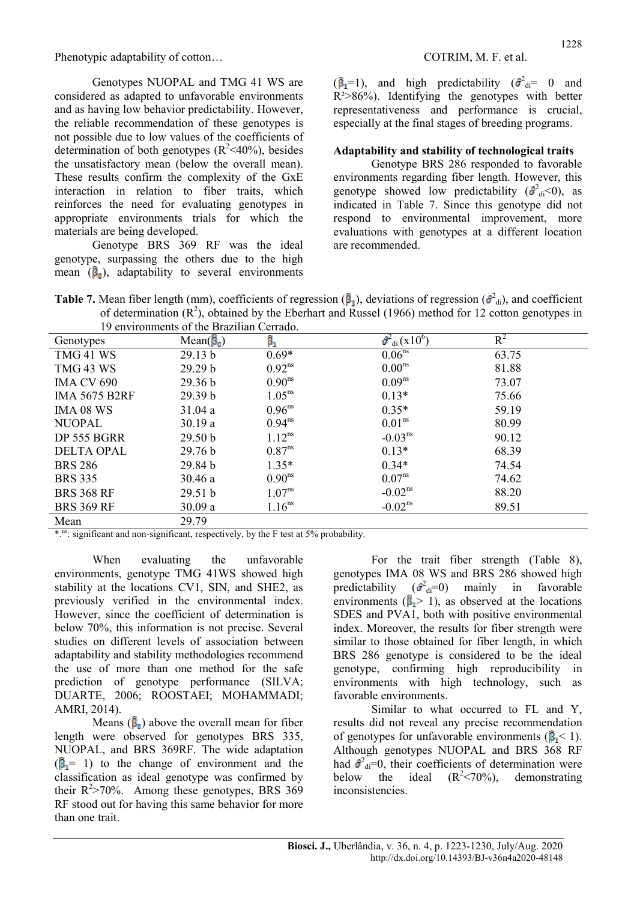Genotypes NUOPAL and TMG 41 WS are considered as adapted to unfavorable environments and as having low behavior predictability. However, the reliable recommendation of these genotypes is not possible due to low values of the coefficients of determination of both genotypes ($R^2$<40%), besides the unsatisfactory mean (below the overall mean). These results confirm the complexity of the GxE interaction in relation to fiber traits, which reinforces the need for evaluating genotypes in appropriate environments trials for which the materials are being developed.

Genotype BRS 369 RF was the ideal genotype, surpassing the others due to the high mean ($\hat{\beta}_0$), adaptability to several environments ($\hat{\beta}_1$=1), and high predictability ($\hat{\sigma}^2_{di}$= 0 and $R^2$>86%). Identifying the genotypes with better representativeness and performance is crucial, especially at the final stages of breeding programs.

**Adaptability and stability of technological traits**

Genotype BRS 286 responded to favorable environments regarding fiber length. However, this genotype showed low predictability ($\hat{\sigma}^2_{di}$<0), as indicated in Table 7. Since this genotype did not respond to environmental improvement, more evaluations with genotypes at a different location are recommended.

**Table 7.** Mean fiber length (mm), coefficients of regression ($\hat{\beta}_1$), deviations of regression ($\hat{\sigma}^2_{di}$), and coefficient of determination ($R^2$), obtained by the Eberhart and Russel (1966) method for 12 cotton genotypes in 19 environments of the Brazilian Cerrado.

| Genotypes | Mean($\hat{\beta}_0$) | $\hat{\beta}_1$ | $\hat{\sigma}^2_{di}$ ($x10^6$) | $R^2$ |
|---|---|---|---|---|
| TMG 41 WS | 29.13 b | $0.69^*$ | $0.06^{ns}$ | 63.75 |
| TMG 43 WS | 29.29 b | $0.92^{ns}$ | $0.00^{ns}$ | 81.88 |
| IMA CV 690 | 29.36 b | $0.90^{ns}$ | $0.09^{ns}$ | 73.07 |
| IMA 5675 B2RF | 29.39 b | $1.05^{ns}$ | $0.13^*$ | 75.66 |
| IMA 08 WS | 31.04 a | $0.96^{ns}$ | $0.35^*$ | 59.19 |
| NUOPAL | 30.19 a | $0.94^{ns}$ | $0.01^{ns}$ | 80.99 |
| DP 555 BGRR | 29.50 b | $1.12^{ns}$ | $-0.03^{ns}$ | 90.12 |
| DELTA OPAL | 29.76 b | $0.87^{ns}$ | $0.13^*$ | 68.39 |
| BRS 286 | 29.84 b | $1.35^*$ | $0.34^*$ | 74.54 |
| BRS 335 | 30.46 a | $0.90^{ns}$ | $0.07^{ns}$ | 74.62 |
| BRS 368 RF | 29.51 b | $1.07^{ns}$ | $-0.02^{ns}$ | 88.20 |
| BRS 369 RF | 30.09 a | $1.16^{ns}$ | $-0.02^{ns}$ | 89.51 |
| Mean | 29.79 | | | |

*,ns: significant and non-significant, respectively, by the F test at 5% probability.

When evaluating the unfavorable environments, genotype TMG 41WS showed high stability at the locations CV1, SIN, and SHE2, as previously verified in the environmental index. However, since the coefficient of determination is below 70%, this information is not precise. Several studies on different levels of association between adaptability and stability methodologies recommend the use of more than one method for the safe prediction of genotype performance (SILVA; DUARTE, 2006; ROOSTAEI; MOHAMMADI; AMRI, 2014).

Means ($\hat{\beta}_0$) above the overall mean for fiber length were observed for genotypes BRS 335, NUOPAL, and BRS 369RF. The wide adaptation ($\hat{\beta}_1$= 1) to the change of environment and the classification as ideal genotype was confirmed by their $R^2$>70%. Among these genotypes, BRS 369 RF stood out for having this same behavior for more than one trait.

For the trait fiber strength (Table 8), genotypes IMA 08 WS and BRS 286 showed high predictability ($\hat{\sigma}^2_{di}$=0) mainly in favorable environments ($\hat{\beta}_1$> 1), as observed at the locations SDES and PVA1, both with positive environmental index. Moreover, the results for fiber strength were similar to those obtained for fiber length, in which BRS 286 genotype is considered to be the ideal genotype, confirming high reproducibility in environments with high technology, such as favorable environments.

Similar to what occurred to FL and Y, results did not reveal any precise recommendation of genotypes for unfavorable environments ($\hat{\beta}_1$< 1). Although genotypes NUOPAL and BRS 368 RF had $\hat{\sigma}^2_{di}$=0, their coefficients of determination were below the ideal ($R^2$<70%), demonstrating inconsistencies.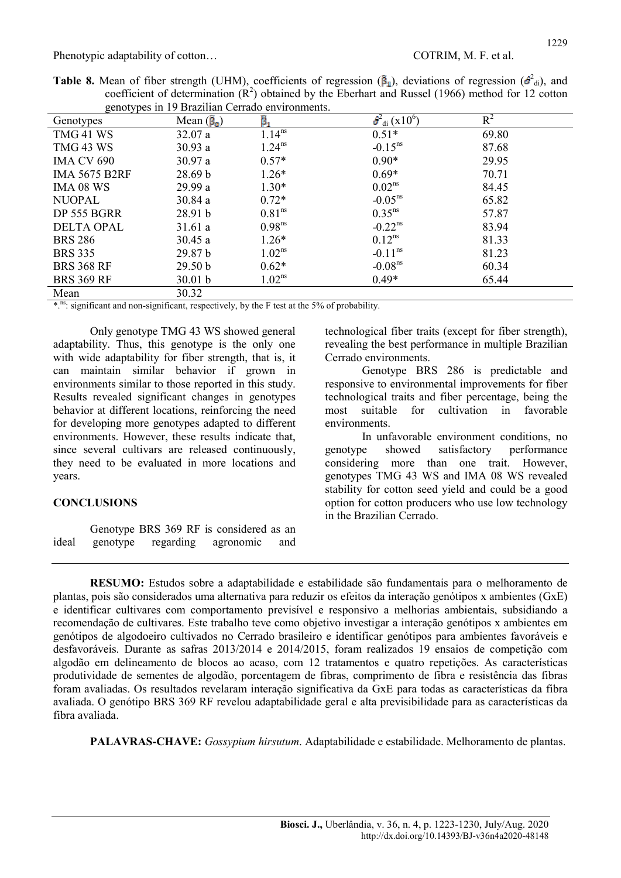**Table 8.** Mean of fiber strength (UHM), coefficients of regression ($\hat{\beta}_1$), deviations of regression ($\hat{\sigma}^2_{di}$), and coefficient of determination ($R^2$) obtained by the Eberhart and Russel (1966) method for 12 cotton genotypes in 19 Brazilian Cerrado environments.

| Genotypes | Mean ($\hat{\beta}_0$) | $\hat{\beta}_1$ | $\hat{\sigma}^2_{di}$ ($\times 10^6$) | $R^2$ |
|---|---|---|---|---|
| TMG 41 WS | 32.07 a | $1.14^{ns}$ | 0.51* | 69.80 |
| TMG 43 WS | 30.93 a | $1.24^{ns}$ | $-0.15^{ns}$ | 87.68 |
| IMA CV 690 | 30.97 a | 0.57* | 0.90* | 29.95 |
| IMA 5675 B2RF | 28.69 b | 1.26* | 0.69* | 70.71 |
| IMA 08 WS | 29.99 a | 1.30* | $0.02^{ns}$ | 84.45 |
| NUOPAL | 30.84 a | 0.72* | $-0.05^{ns}$ | 65.82 |
| DP 555 BGRR | 28.91 b | $0.81^{ns}$ | $0.35^{ns}$ | 57.87 |
| DELTA OPAL | 31.61 a | $0.98^{ns}$ | $-0.22^{ns}$ | 83.94 |
| BRS 286 | 30.45 a | 1.26* | $0.12^{ns}$ | 81.33 |
| BRS 335 | 29.87 b | $1.02^{ns}$ | $-0.11^{ns}$ | 81.23 |
| BRS 368 RF | 29.50 b | 0.62* | $-0.08^{ns}$ | 60.34 |
| BRS 369 RF | 30.01 b | $1.02^{ns}$ | 0.49* | 65.44 |
| Mean | 30.32 | | | |

*,$^{ns}$: significant and non-significant, respectively, by the F test at the 5% of probability.

Only genotype TMG 43 WS showed general adaptability. Thus, this genotype is the only one with wide adaptability for fiber strength, that is, it can maintain similar behavior if grown in environments similar to those reported in this study. Results revealed significant changes in genotypes behavior at different locations, reinforcing the need for developing more genotypes adapted to different environments. However, these results indicate that, since several cultivars are released continuously, they need to be evaluated in more locations and years.

## CONCLUSIONS

Genotype BRS 369 RF is considered as an ideal genotype regarding agronomic and technological fiber traits (except for fiber strength), revealing the best performance in multiple Brazilian Cerrado environments.

Genotype BRS 286 is predictable and responsive to environmental improvements for fiber technological traits and fiber percentage, being the most suitable for cultivation in favorable environments.

In unfavorable environment conditions, no genotype showed satisfactory performance considering more than one trait. However, genotypes TMG 43 WS and IMA 08 WS revealed stability for cotton seed yield and could be a good option for cotton producers who use low technology in the Brazilian Cerrado.

---

**RESUMO:** Estudos sobre a adaptabilidade e estabilidade são fundamentais para o melhoramento de plantas, pois são considerados uma alternativa para reduzir os efeitos da interação genótipos x ambientes (GxE) e identificar cultivares com comportamento previsível e responsivo a melhorias ambientais, subsidiando a recomendação de cultivares. Este trabalho teve como objetivo investigar a interação genótipos x ambientes em genótipos de algodoeiro cultivados no Cerrado brasileiro e identificar genótipos para ambientes favoráveis e desfavoráveis. Durante as safras 2013/2014 e 2014/2015, foram realizados 19 ensaios de competição com algodão em delineamento de blocos ao acaso, com 12 tratamentos e quatro repetições. As características produtividade de sementes de algodão, porcentagem de fibras, comprimento de fibra e resistência das fibras foram avaliadas. Os resultados revelaram interação significativa da GxE para todas as características da fibra avaliada. O genótipo BRS 369 RF revelou adaptabilidade geral e alta previsibilidade para as características da fibra avaliada.

**PALAVRAS-CHAVE:** *Gossypium hirsutum*. Adaptabilidade e estabilidade. Melhoramento de plantas.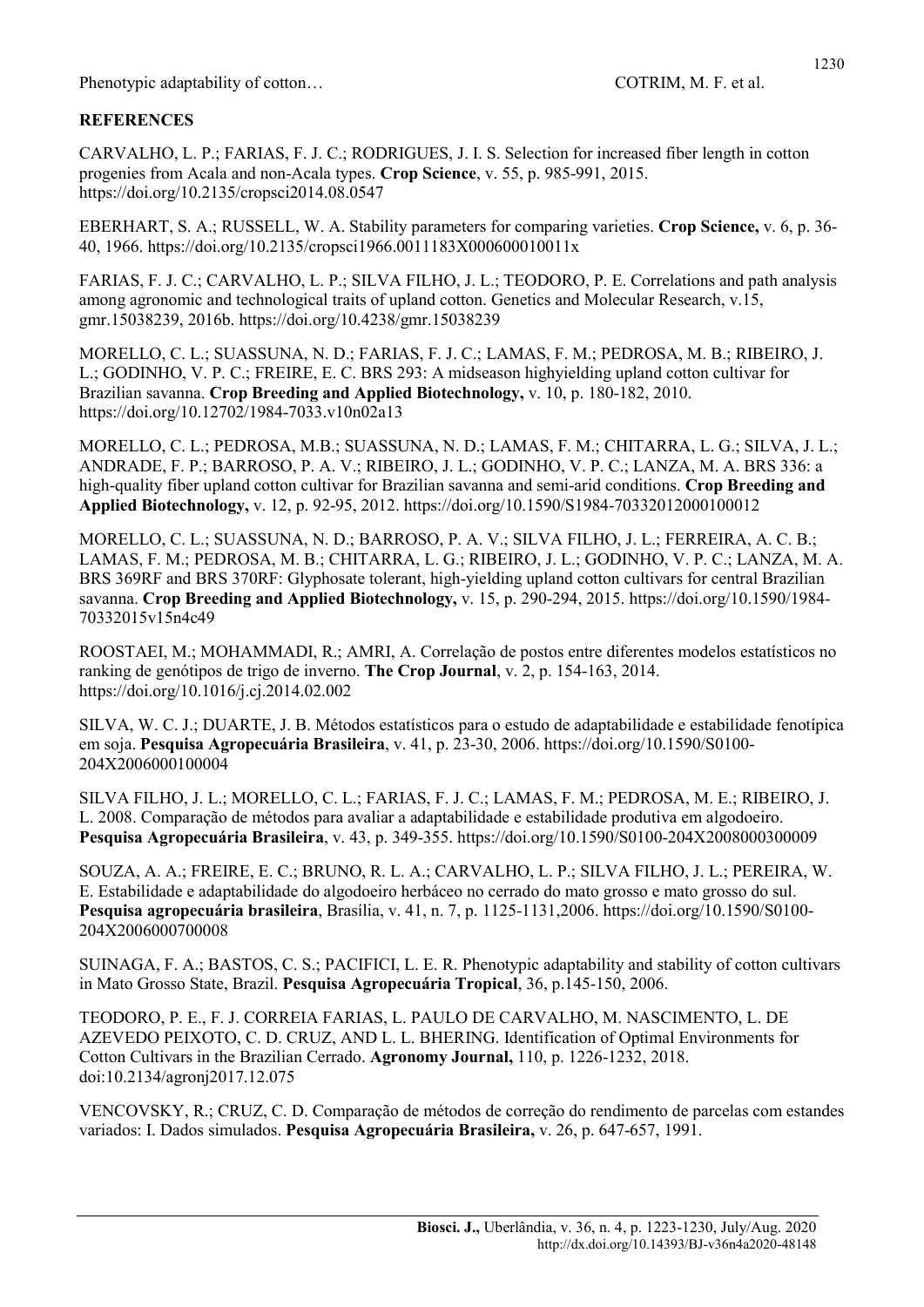## REFERENCES

CARVALHO, L. P.; FARIAS, F. J. C.; RODRIGUES, J. I. S. Selection for increased fiber length in cotton progenies from Acala and non-Acala types. **Crop Science**, v. 55, p. 985-991, 2015. https://doi.org/10.2135/cropsci2014.08.0547

EBERHART, S. A.; RUSSELL, W. A. Stability parameters for comparing varieties. **Crop Science,** v. 6, p. 36-40, 1966. https://doi.org/10.2135/cropsci1966.0011183X000600010011x

FARIAS, F. J. C.; CARVALHO, L. P.; SILVA FILHO, J. L.; TEODORO, P. E. Correlations and path analysis among agronomic and technological traits of upland cotton. Genetics and Molecular Research, v.15, gmr.15038239, 2016b. https://doi.org/10.4238/gmr.15038239

MORELLO, C. L.; SUASSUNA, N. D.; FARIAS, F. J. C.; LAMAS, F. M.; PEDROSA, M. B.; RIBEIRO, J. L.; GODINHO, V. P. C.; FREIRE, E. C. BRS 293: A midseason highyielding upland cotton cultivar for Brazilian savanna. **Crop Breeding and Applied Biotechnology,** v. 10, p. 180-182, 2010. https://doi.org/10.12702/1984-7033.v10n02a13

MORELLO, C. L.; PEDROSA, M.B.; SUASSUNA, N. D.; LAMAS, F. M.; CHITARRA, L. G.; SILVA, J. L.; ANDRADE, F. P.; BARROSO, P. A. V.; RIBEIRO, J. L.; GODINHO, V. P. C.; LANZA, M. A. BRS 336: a high-quality fiber upland cotton cultivar for Brazilian savanna and semi-arid conditions. **Crop Breeding and Applied Biotechnology,** v. 12, p. 92-95, 2012. https://doi.org/10.1590/S1984-70332012000100012

MORELLO, C. L.; SUASSUNA, N. D.; BARROSO, P. A. V.; SILVA FILHO, J. L.; FERREIRA, A. C. B.; LAMAS, F. M.; PEDROSA, M. B.; CHITARRA, L. G.; RIBEIRO, J. L.; GODINHO, V. P. C.; LANZA, M. A. BRS 369RF and BRS 370RF: Glyphosate tolerant, high-yielding upland cotton cultivars for central Brazilian savanna. **Crop Breeding and Applied Biotechnology,** v. 15, p. 290-294, 2015. https://doi.org/10.1590/1984-70332015v15n4c49

ROOSTAEI, M.; MOHAMMADI, R.; AMRI, A. Correlação de postos entre diferentes modelos estatísticos no ranking de genótipos de trigo de inverno. **The Crop Journal**, v. 2, p. 154-163, 2014. https://doi.org/10.1016/j.cj.2014.02.002

SILVA, W. C. J.; DUARTE, J. B. Métodos estatísticos para o estudo de adaptabilidade e estabilidade fenotípica em soja. **Pesquisa Agropecuária Brasileira**, v. 41, p. 23-30, 2006. https://doi.org/10.1590/S0100-204X2006000100004

SILVA FILHO, J. L.; MORELLO, C. L.; FARIAS, F. J. C.; LAMAS, F. M.; PEDROSA, M. E.; RIBEIRO, J. L. 2008. Comparação de métodos para avaliar a adaptabilidade e estabilidade produtiva em algodoeiro. **Pesquisa Agropecuária Brasileira**, v. 43, p. 349-355. https://doi.org/10.1590/S0100-204X2008000300009

SOUZA, A. A.; FREIRE, E. C.; BRUNO, R. L. A.; CARVALHO, L. P.; SILVA FILHO, J. L.; PEREIRA, W. E. Estabilidade e adaptabilidade do algodoeiro herbáceo no cerrado do mato grosso e mato grosso do sul. **Pesquisa agropecuária brasileira**, Brasília, v. 41, n. 7, p. 1125-1131,2006. https://doi.org/10.1590/S0100-204X2006000700008

SUINAGA, F. A.; BASTOS, C. S.; PACIFICI, L. E. R. Phenotypic adaptability and stability of cotton cultivars in Mato Grosso State, Brazil. **Pesquisa Agropecuária Tropical**, 36, p.145-150, 2006.

TEODORO, P. E., F. J. CORREIA FARIAS, L. PAULO DE CARVALHO, M. NASCIMENTO, L. DE AZEVEDO PEIXOTO, C. D. CRUZ, AND L. L. BHERING. Identification of Optimal Environments for Cotton Cultivars in the Brazilian Cerrado. **Agronomy Journal,** 110, p. 1226-1232, 2018. doi:10.2134/agronj2017.12.075

VENCOVSKY, R.; CRUZ, C. D. Comparação de métodos de correção do rendimento de parcelas com estandes variados: I. Dados simulados. **Pesquisa Agropecuária Brasileira,** v. 26, p. 647-657, 1991.